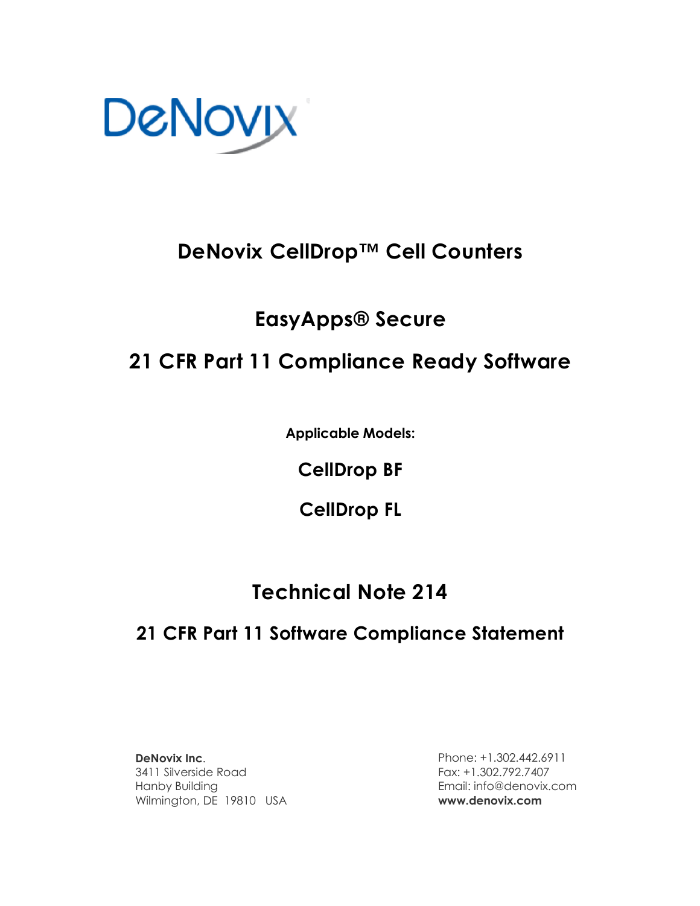DeNovix

# DeNovix CellDrop™ Cell Counters

## EasyApps® Secure

## 21 CFR Part 11 Compliance Ready Software

**Applicable Models:**

**CellDrop BF**

**CellDrop FL**

# Technical Note 214

## 21 CFR Part 11 Software Compliance Statement

**DeNovix Inc.**
3411 Silverside Road
Hanby Building
Wilmington, DE 19810 USA

Phone: +1.302.442.6911
Fax: +1.302.792.7407
Email: info@denovix.com
**www.denovix.com**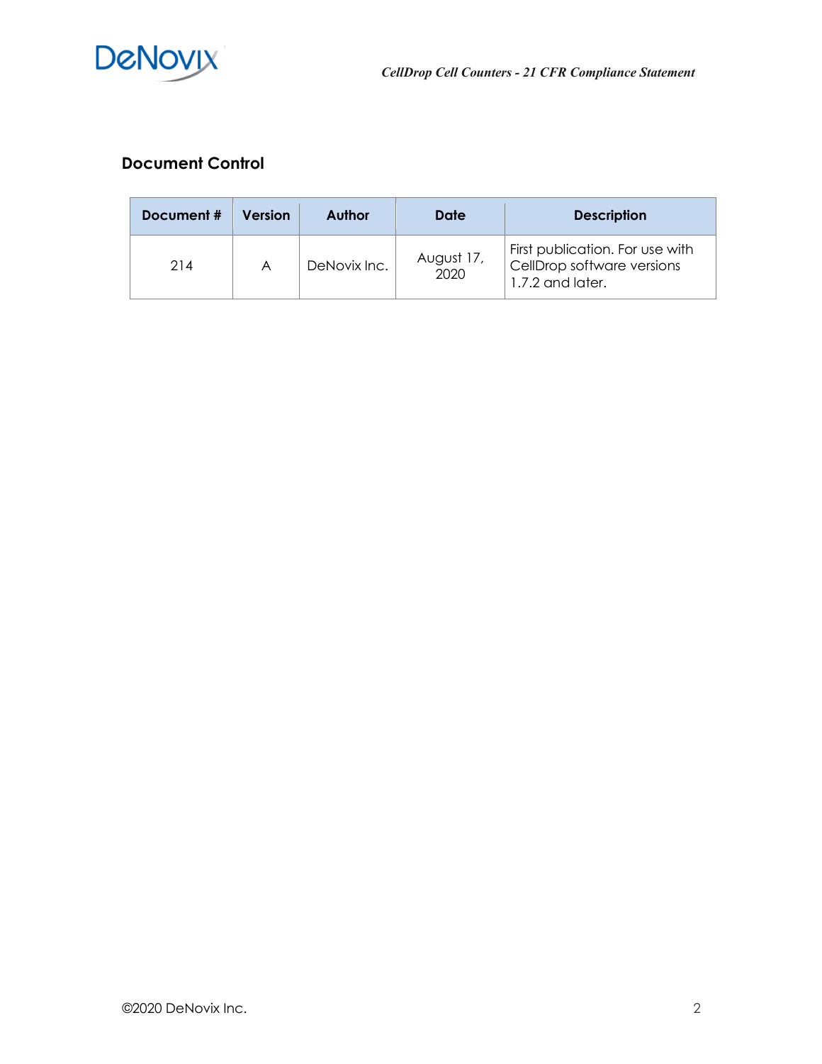## Document Control

| Document # | Version | Author | Date | Description |
|---|---|---|---|---|
| 214 | A | DeNovix Inc. | August 17, 2020 | First publication. For use with CellDrop software versions 1.7.2 and later. |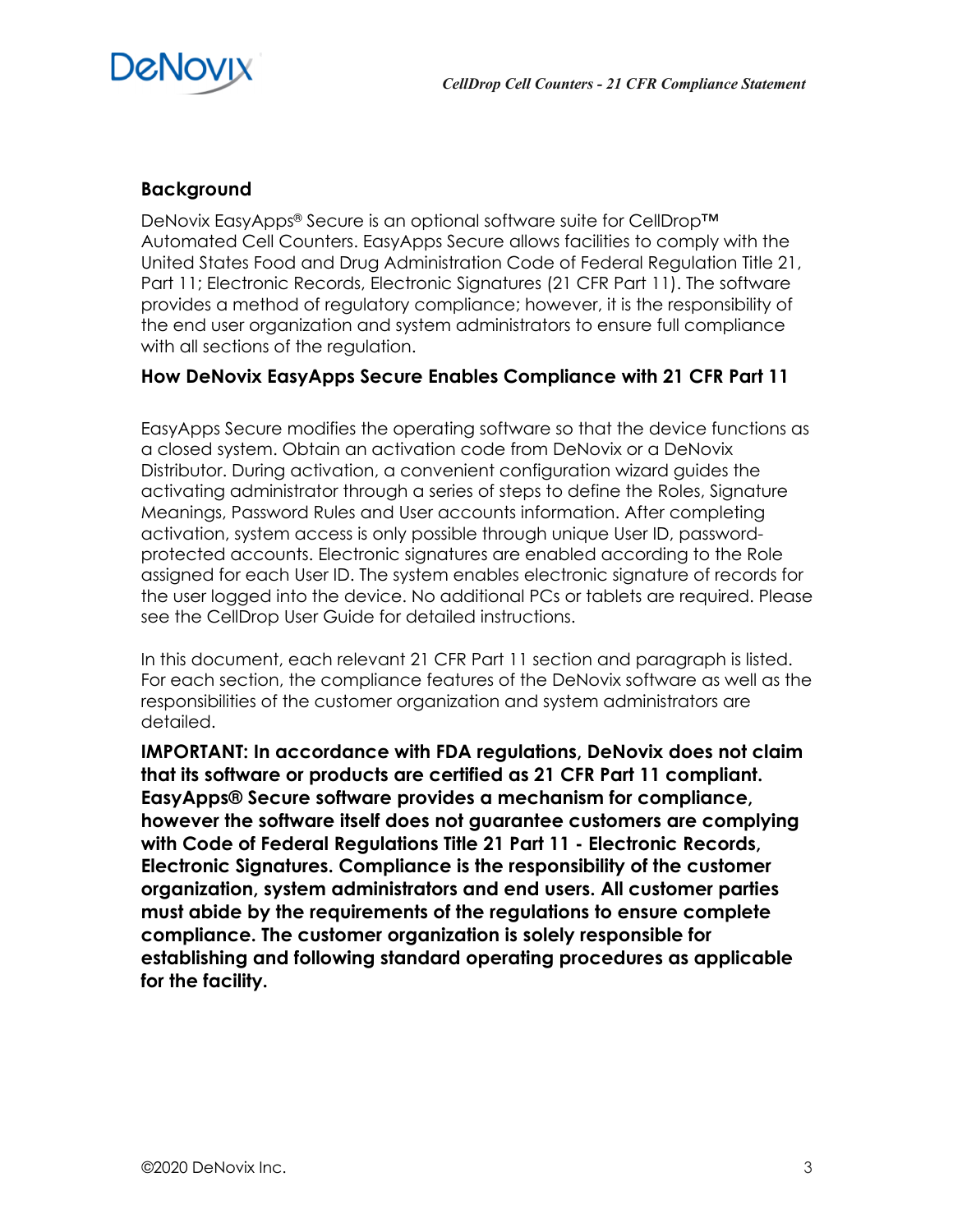## Background

DeNovix EasyApps® Secure is an optional software suite for CellDrop™ Automated Cell Counters. EasyApps Secure allows facilities to comply with the United States Food and Drug Administration Code of Federal Regulation Title 21, Part 11; Electronic Records, Electronic Signatures (21 CFR Part 11). The software provides a method of regulatory compliance; however, it is the responsibility of the end user organization and system administrators to ensure full compliance with all sections of the regulation.

### How DeNovix EasyApps Secure Enables Compliance with 21 CFR Part 11

EasyApps Secure modifies the operating software so that the device functions as a closed system. Obtain an activation code from DeNovix or a DeNovix Distributor. During activation, a convenient configuration wizard guides the activating administrator through a series of steps to define the Roles, Signature Meanings, Password Rules and User accounts information. After completing activation, system access is only possible through unique User ID, password-protected accounts. Electronic signatures are enabled according to the Role assigned for each User ID. The system enables electronic signature of records for the user logged into the device. No additional PCs or tablets are required. Please see the CellDrop User Guide for detailed instructions.

In this document, each relevant 21 CFR Part 11 section and paragraph is listed. For each section, the compliance features of the DeNovix software as well as the responsibilities of the customer organization and system administrators are detailed.

**IMPORTANT: In accordance with FDA regulations, DeNovix does not claim that its software or products are certified as 21 CFR Part 11 compliant. EasyApps® Secure software provides a mechanism for compliance, however the software itself does not guarantee customers are complying with Code of Federal Regulations Title 21 Part 11 - Electronic Records, Electronic Signatures. Compliance is the responsibility of the customer organization, system administrators and end users. All customer parties must abide by the requirements of the regulations to ensure complete compliance. The customer organization is solely responsible for establishing and following standard operating procedures as applicable for the facility.**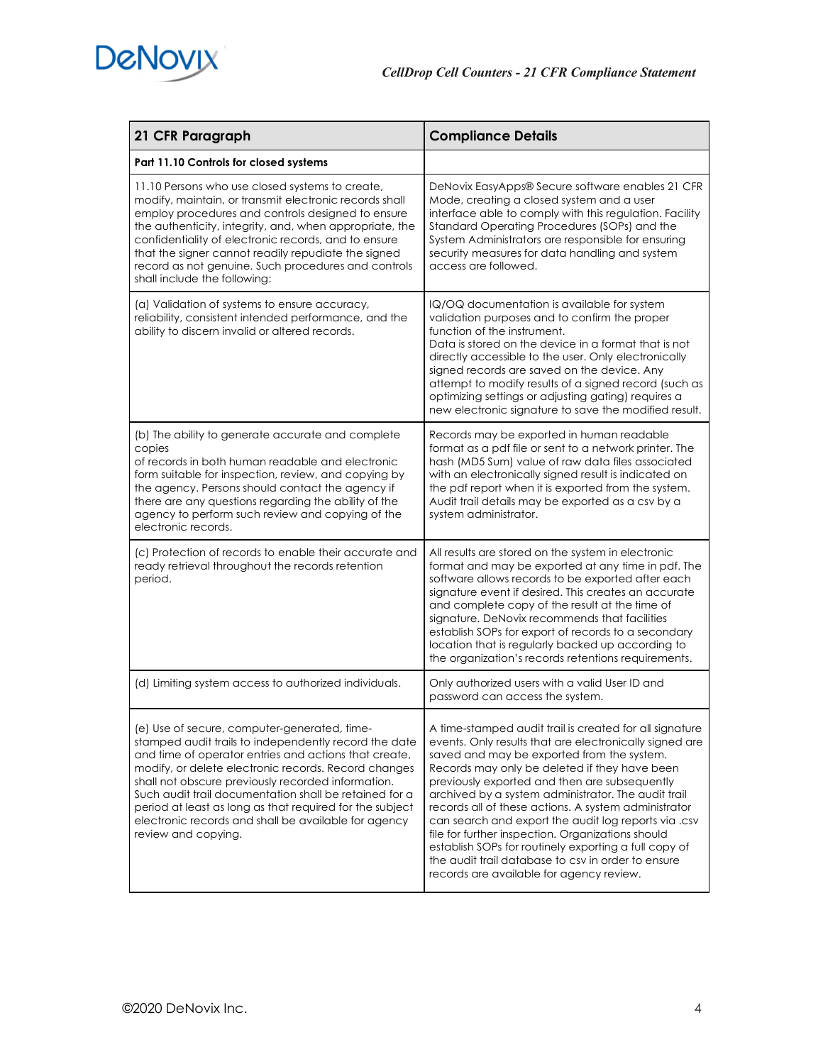| 21 CFR Paragraph | Compliance Details |
|---|---|
| **Part 11.10 Controls for closed systems** | |
| 11.10 Persons who use closed systems to create, modify, maintain, or transmit electronic records shall employ procedures and controls designed to ensure the authenticity, integrity, and, when appropriate, the confidentiality of electronic records, and to ensure that the signer cannot readily repudiate the signed record as not genuine. Such procedures and controls shall include the following: | DeNovix EasyApps® Secure software enables 21 CFR Mode, creating a closed system and a user interface able to comply with this regulation. Facility Standard Operating Procedures (SOPs) and the System Administrators are responsible for ensuring security measures for data handling and system access are followed. |
| (a) Validation of systems to ensure accuracy, reliability, consistent intended performance, and the ability to discern invalid or altered records. | IQ/OQ documentation is available for system validation purposes and to confirm the proper function of the instrument.<br>Data is stored on the device in a format that is not directly accessible to the user. Only electronically signed records are saved on the device. Any attempt to modify results of a signed record (such as optimizing settings or adjusting gating) requires a new electronic signature to save the modified result. |
| (b) The ability to generate accurate and complete copies of records in both human readable and electronic form suitable for inspection, review, and copying by the agency. Persons should contact the agency if there are any questions regarding the ability of the agency to perform such review and copying of the electronic records. | Records may be exported in human readable format as a pdf file or sent to a network printer. The hash (MD5 Sum) value of raw data files associated with an electronically signed result is indicated on the pdf report when it is exported from the system. Audit trail details may be exported as a csv by a system administrator. |
| (c) Protection of records to enable their accurate and ready retrieval throughout the records retention period. | All results are stored on the system in electronic format and may be exported at any time in pdf. The software allows records to be exported after each signature event if desired. This creates an accurate and complete copy of the result at the time of signature. DeNovix recommends that facilities establish SOPs for export of records to a secondary location that is regularly backed up according to the organization's records retentions requirements. |
| (d) Limiting system access to authorized individuals. | Only authorized users with a valid User ID and password can access the system. |
| (e) Use of secure, computer-generated, time-stamped audit trails to independently record the date and time of operator entries and actions that create, modify, or delete electronic records. Record changes shall not obscure previously recorded information. Such audit trail documentation shall be retained for a period at least as long as that required for the subject electronic records and shall be available for agency review and copying. | A time-stamped audit trail is created for all signature events. Only results that are electronically signed are saved and may be exported from the system. Records may only be deleted if they have been previously exported and then are subsequently archived by a system administrator. The audit trail records all of these actions. A system administrator can search and export the audit log reports via .csv file for further inspection. Organizations should establish SOPs for routinely exporting a full copy of the audit trail database to csv in order to ensure records are available for agency review. |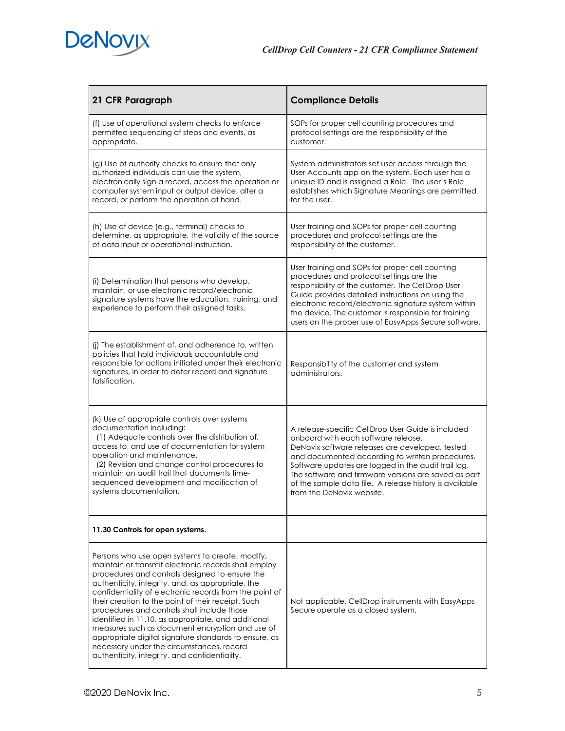| 21 CFR Paragraph | Compliance Details |
|---|---|
| (f) Use of operational system checks to enforce permitted sequencing of steps and events, as appropriate. | SOPs for proper cell counting procedures and protocol settings are the responsibility of the customer. |
| (g) Use of authority checks to ensure that only authorized individuals can use the system, electronically sign a record, access the operation or computer system input or output device, alter a record, or perform the operation at hand. | System administrators set user access through the User Accounts app on the system. Each user has a unique ID and is assigned a Role. The user's Role establishes which Signature Meanings are permitted for the user. |
| (h) Use of device (e.g., terminal) checks to determine, as appropriate, the validity of the source of data input or operational instruction. | User training and SOPs for proper cell counting procedures and protocol settings are the responsibility of the customer. |
| (i) Determination that persons who develop, maintain, or use electronic record/electronic signature systems have the education, training, and experience to perform their assigned tasks. | User training and SOPs for proper cell counting procedures and protocol settings are the responsibility of the customer. The CellDrop User Guide provides detailed instructions on using the electronic record/electronic signature system within the device. The customer is responsible for training users on the proper use of EasyApps Secure software. |
| (j) The establishment of, and adherence to, written policies that hold individuals accountable and responsible for actions initiated under their electronic signatures, in order to deter record and signature falsification. | Responsibility of the customer and system administrators. |
| (k) Use of appropriate controls over systems documentation including:<br>(1) Adequate controls over the distribution of, access to, and use of documentation for system operation and maintenance.<br>(2) Revision and change control procedures to maintain an audit trail that documents time-sequenced development and modification of systems documentation. | A release-specific CellDrop User Guide is included onboard with each software release.<br>DeNovix software releases are developed, tested and documented according to written procedures. Software updates are logged in the audit trail log. The software and firmware versions are saved as part of the sample data file. A release history is available from the DeNovix website. |
| **11.30 Controls for open systems.** | |
| Persons who use open systems to create, modify, maintain or transmit electronic records shall employ procedures and controls designed to ensure the authenticity, integrity, and, as appropriate, the confidentiality of electronic records from the point of their creation to the point of their receipt. Such procedures and controls shall include those identified in 11.10, as appropriate, and additional measures such as document encryption and use of appropriate digital signature standards to ensure, as necessary under the circumstances, record authenticity, integrity, and confidentiality. | Not applicable. CellDrop instruments with EasyApps Secure operate as a closed system. |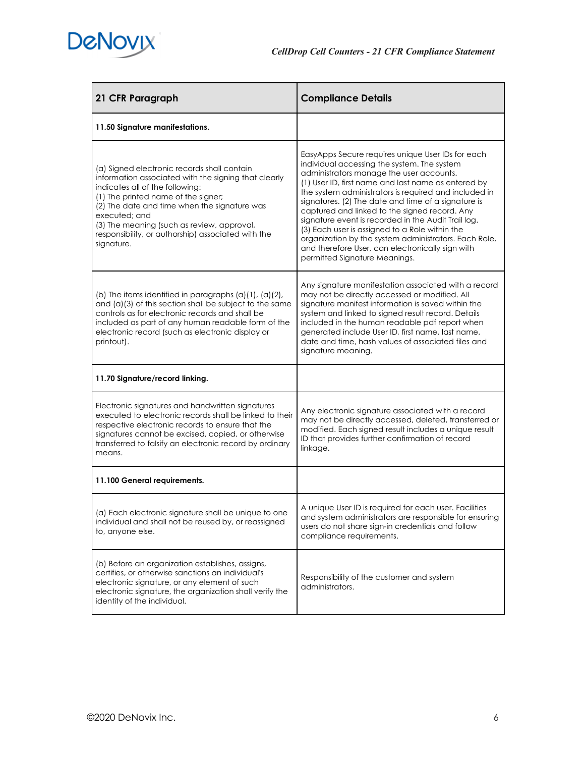| 21 CFR Paragraph | Compliance Details |
|---|---|
| **11.50 Signature manifestations.** | |
| (a) Signed electronic records shall contain information associated with the signing that clearly indicates all of the following:<br>(1) The printed name of the signer;<br>(2) The date and time when the signature was executed; and<br>(3) The meaning (such as review, approval, responsibility, or authorship) associated with the signature. | EasyApps Secure requires unique User IDs for each individual accessing the system. The system administrators manage the user accounts.<br>(1) User ID, first name and last name as entered by the system administrators is required and included in signatures. (2) The date and time of a signature is captured and linked to the signed record. Any signature event is recorded in the Audit Trail log.<br>(3) Each user is assigned to a Role within the organization by the system administrators. Each Role, and therefore User, can electronically sign with permitted Signature Meanings. |
| (b) The items identified in paragraphs (a)(1), (a)(2), and (a)(3) of this section shall be subject to the same controls as for electronic records and shall be included as part of any human readable form of the electronic record (such as electronic display or printout). | Any signature manifestation associated with a record may not be directly accessed or modified. All signature manifest information is saved within the system and linked to signed result record. Details included in the human readable pdf report when generated include User ID, first name, last name, date and time, hash values of associated files and signature meaning. |
| **11.70 Signature/record linking.** | |
| Electronic signatures and handwritten signatures executed to electronic records shall be linked to their respective electronic records to ensure that the signatures cannot be excised, copied, or otherwise transferred to falsify an electronic record by ordinary means. | Any electronic signature associated with a record may not be directly accessed, deleted, transferred or modified. Each signed result includes a unique result ID that provides further confirmation of record linkage. |
| **11.100 General requirements.** | |
| (a) Each electronic signature shall be unique to one individual and shall not be reused by, or reassigned to, anyone else. | A unique User ID is required for each user. Facilities and system administrators are responsible for ensuring users do not share sign-in credentials and follow compliance requirements. |
| (b) Before an organization establishes, assigns, certifies, or otherwise sanctions an individual's electronic signature, or any element of such electronic signature, the organization shall verify the identity of the individual. | Responsibility of the customer and system administrators. |

©2020 DeNovix Inc.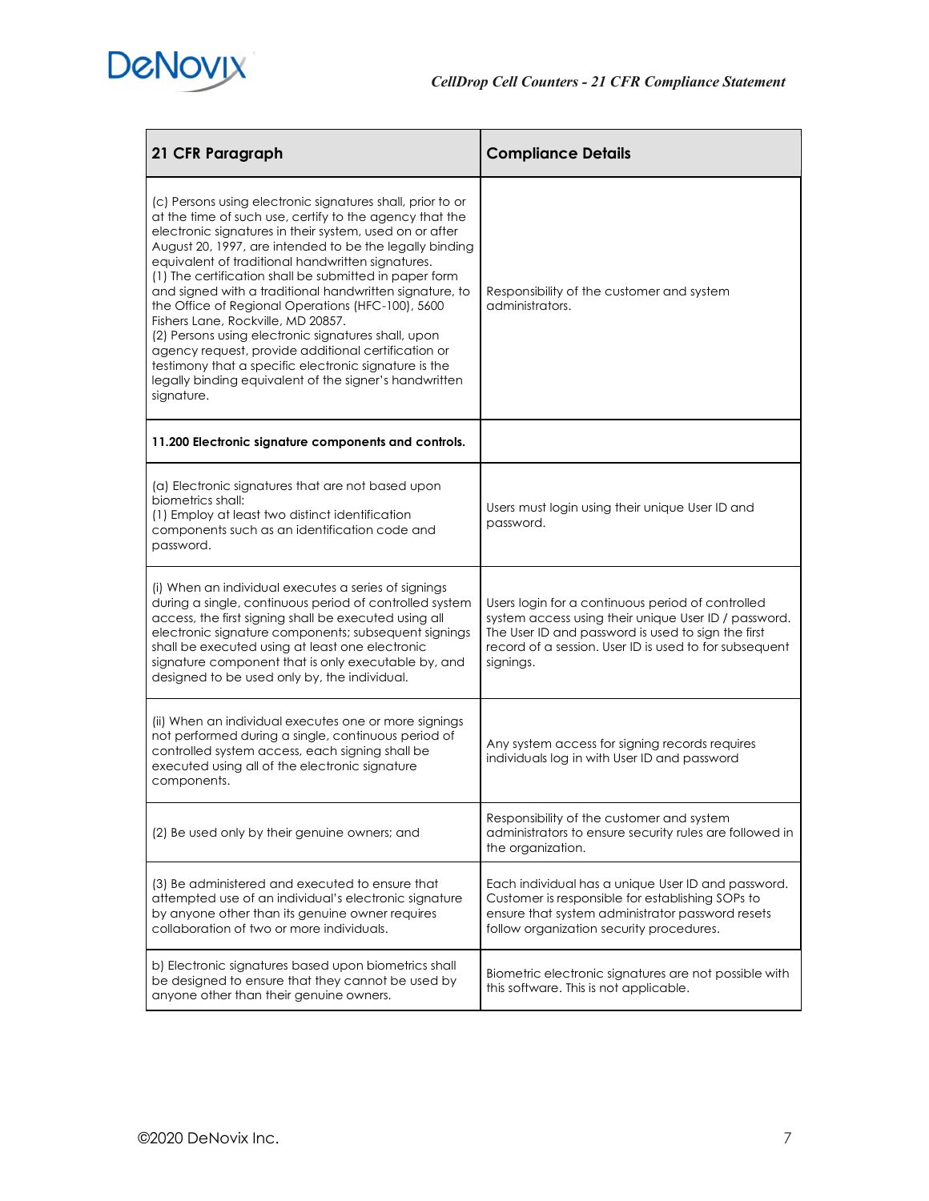| 21 CFR Paragraph | Compliance Details |
|---|---|
| (c) Persons using electronic signatures shall, prior to or at the time of such use, certify to the agency that the electronic signatures in their system, used on or after August 20, 1997, are intended to be the legally binding equivalent of traditional handwritten signatures.<br>(1) The certification shall be submitted in paper form and signed with a traditional handwritten signature, to the Office of Regional Operations (HFC-100), 5600 Fishers Lane, Rockville, MD 20857.<br>(2) Persons using electronic signatures shall, upon agency request, provide additional certification or testimony that a specific electronic signature is the legally binding equivalent of the signer's handwritten signature. | Responsibility of the customer and system administrators. |
| **11.200 Electronic signature components and controls.** | |
| (a) Electronic signatures that are not based upon biometrics shall:<br>(1) Employ at least two distinct identification components such as an identification code and password. | Users must login using their unique User ID and password. |
| (i) When an individual executes a series of signings during a single, continuous period of controlled system access, the first signing shall be executed using all electronic signature components; subsequent signings shall be executed using at least one electronic signature component that is only executable by, and designed to be used only by, the individual. | Users login for a continuous period of controlled system access using their unique User ID / password. The User ID and password is used to sign the first record of a session. User ID is used to for subsequent signings. |
| (ii) When an individual executes one or more signings not performed during a single, continuous period of controlled system access, each signing shall be executed using all of the electronic signature components. | Any system access for signing records requires individuals log in with User ID and password |
| (2) Be used only by their genuine owners; and | Responsibility of the customer and system administrators to ensure security rules are followed in the organization. |
| (3) Be administered and executed to ensure that attempted use of an individual's electronic signature by anyone other than its genuine owner requires collaboration of two or more individuals. | Each individual has a unique User ID and password. Customer is responsible for establishing SOPs to ensure that system administrator password resets follow organization security procedures. |
| b) Electronic signatures based upon biometrics shall be designed to ensure that they cannot be used by anyone other than their genuine owners. | Biometric electronic signatures are not possible with this software. This is not applicable. |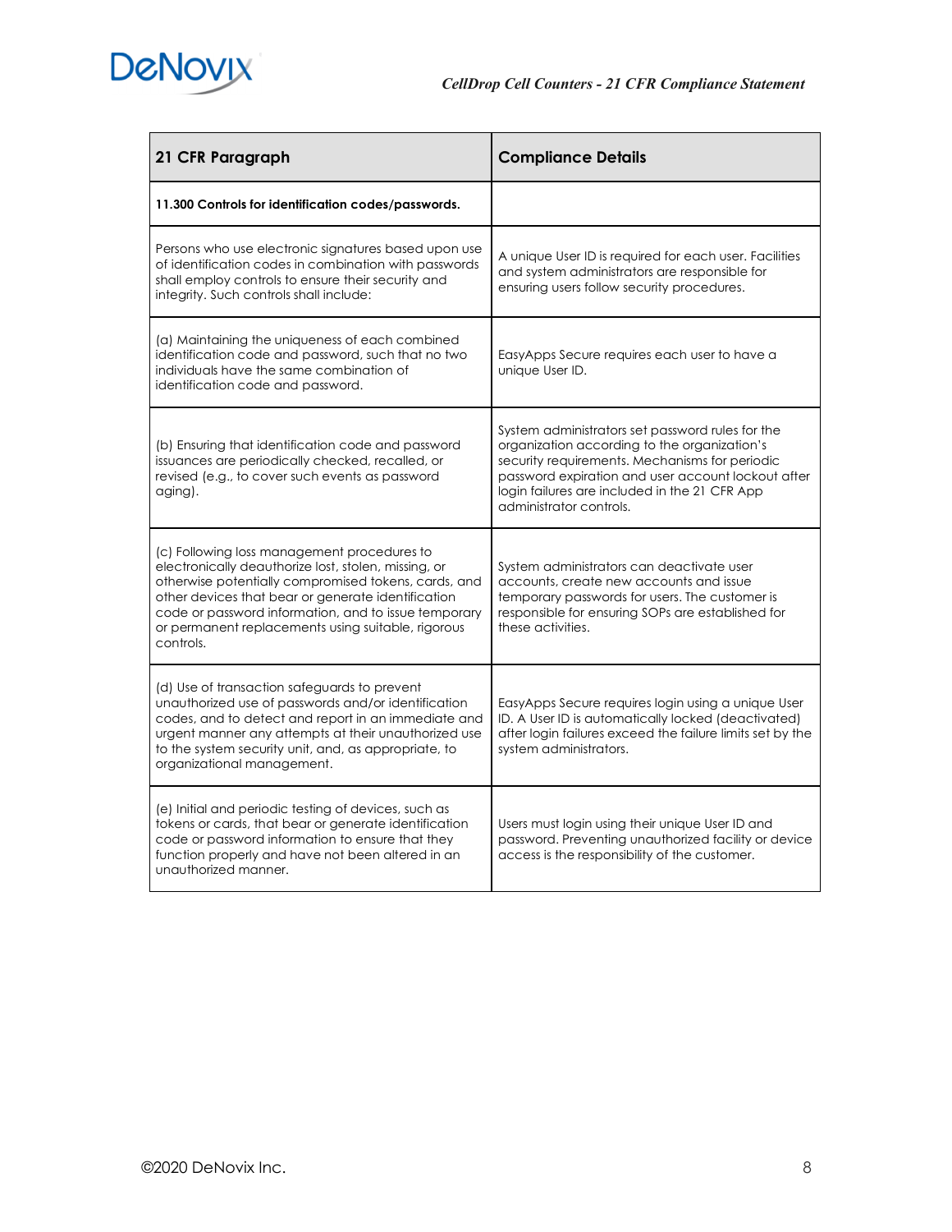| 21 CFR Paragraph | Compliance Details |
|---|---|
| **11.300 Controls for identification codes/passwords.** | |
| Persons who use electronic signatures based upon use of identification codes in combination with passwords shall employ controls to ensure their security and integrity. Such controls shall include: | A unique User ID is required for each user. Facilities and system administrators are responsible for ensuring users follow security procedures. |
| (a) Maintaining the uniqueness of each combined identification code and password, such that no two individuals have the same combination of identification code and password. | EasyApps Secure requires each user to have a unique User ID. |
| (b) Ensuring that identification code and password issuances are periodically checked, recalled, or revised (e.g., to cover such events as password aging). | System administrators set password rules for the organization according to the organization's security requirements. Mechanisms for periodic password expiration and user account lockout after login failures are included in the 21 CFR App administrator controls. |
| (c) Following loss management procedures to electronically deauthorize lost, stolen, missing, or otherwise potentially compromised tokens, cards, and other devices that bear or generate identification code or password information, and to issue temporary or permanent replacements using suitable, rigorous controls. | System administrators can deactivate user accounts, create new accounts and issue temporary passwords for users. The customer is responsible for ensuring SOPs are established for these activities. |
| (d) Use of transaction safeguards to prevent unauthorized use of passwords and/or identification codes, and to detect and report in an immediate and urgent manner any attempts at their unauthorized use to the system security unit, and, as appropriate, to organizational management. | EasyApps Secure requires login using a unique User ID. A User ID is automatically locked (deactivated) after login failures exceed the failure limits set by the system administrators. |
| (e) Initial and periodic testing of devices, such as tokens or cards, that bear or generate identification code or password information to ensure that they function properly and have not been altered in an unauthorized manner. | Users must login using their unique User ID and password. Preventing unauthorized facility or device access is the responsibility of the customer. |

©2020 DeNovix Inc.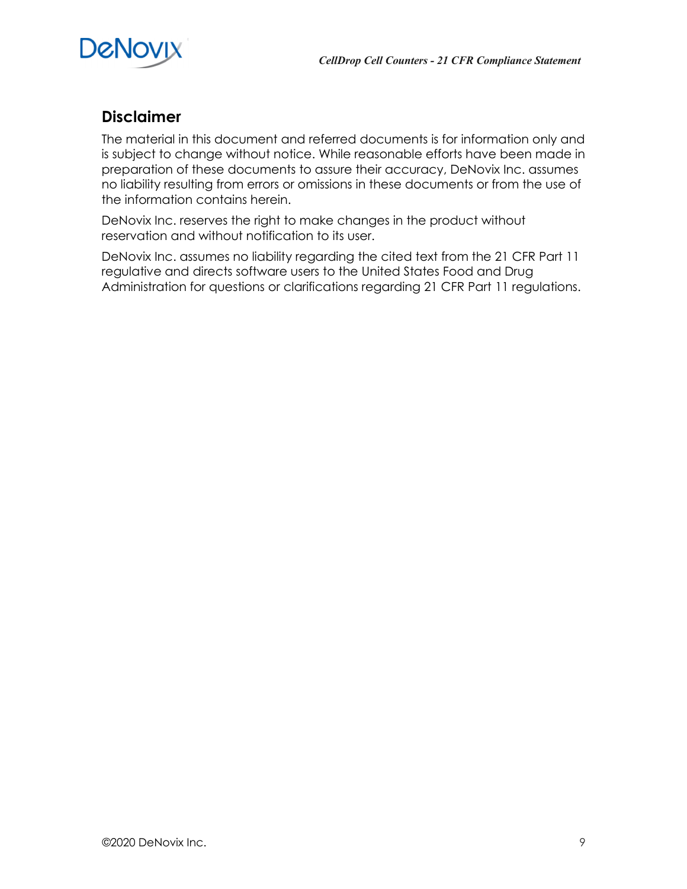## Disclaimer

The material in this document and referred documents is for information only and is subject to change without notice. While reasonable efforts have been made in preparation of these documents to assure their accuracy, DeNovix Inc. assumes no liability resulting from errors or omissions in these documents or from the use of the information contains herein.

DeNovix Inc. reserves the right to make changes in the product without reservation and without notification to its user.

DeNovix Inc. assumes no liability regarding the cited text from the 21 CFR Part 11 regulative and directs software users to the United States Food and Drug Administration for questions or clarifications regarding 21 CFR Part 11 regulations.